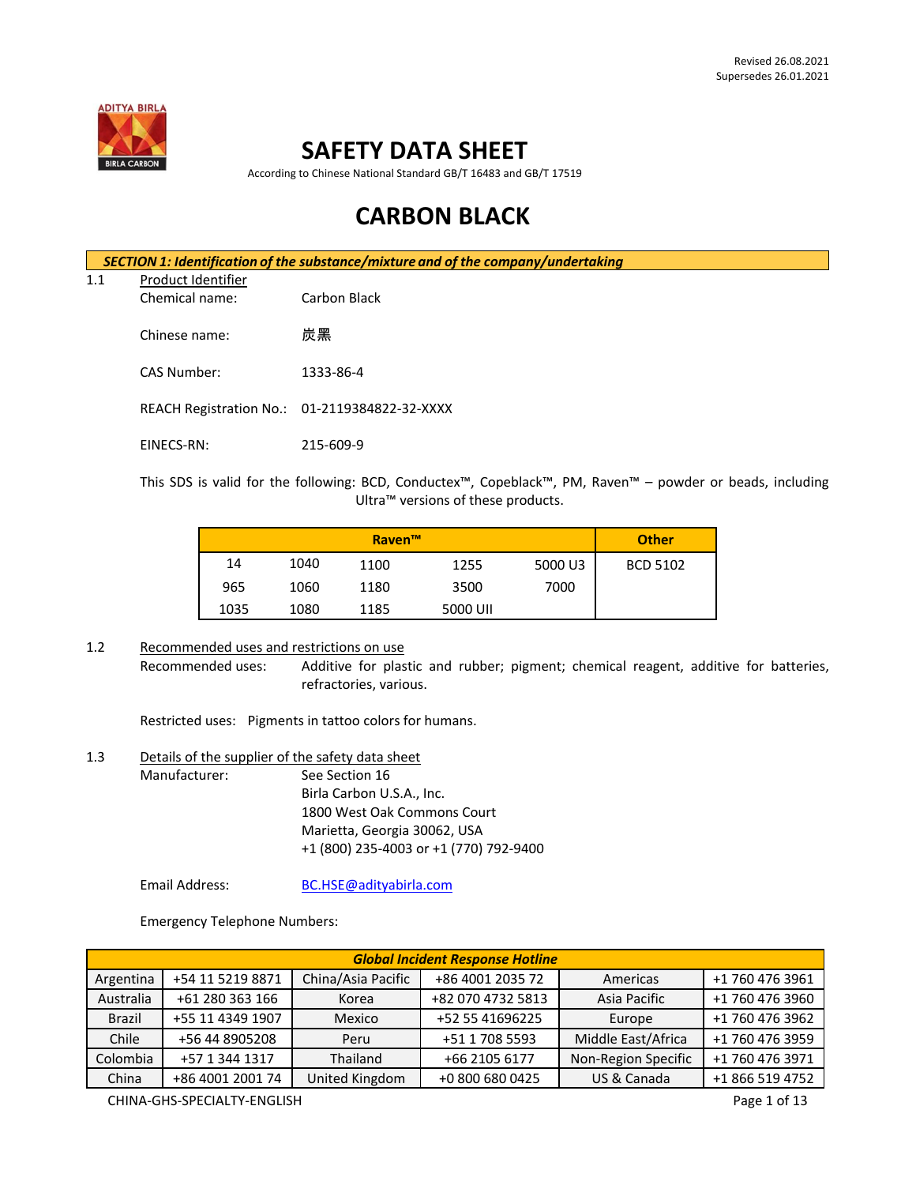Revised 26.08.2021
Supersedes 26.01.2021

# SAFETY DATA SHEET

According to Chinese National Standard GB/T 16483 and GB/T 17519

# CARBON BLACK

## SECTION 1: Identification of the substance/mixture and of the company/undertaking

1.1 Product Identifier

Chemical name: Carbon Black

Chinese name: 炭黑

CAS Number: 1333-86-4

REACH Registration No.: 01-2119384822-32-XXXX

EINECS-RN: 215-609-9

This SDS is valid for the following: BCD, Conductex™, Copeblack™, PM, Raven™ – powder or beads, including Ultra™ versions of these products.

| Raven™ | | | | | Other |
|---|---|---|---|---|---|
| 14 | 1040 | 1100 | 1255 | 5000 U3 | BCD 5102 |
| 965 | 1060 | 1180 | 3500 | 7000 | |
| 1035 | 1080 | 1185 | 5000 UII | | |

1.2 Recommended uses and restrictions on use

Recommended uses: Additive for plastic and rubber; pigment; chemical reagent, additive for batteries, refractories, various.

Restricted uses: Pigments in tattoo colors for humans.

1.3 Details of the supplier of the safety data sheet

Manufacturer: See Section 16
Birla Carbon U.S.A., Inc.
1800 West Oak Commons Court
Marietta, Georgia 30062, USA
+1 (800) 235-4003 or +1 (770) 792-9400

Email Address: BC.HSE@adityabirla.com

Emergency Telephone Numbers:

| Global Incident Response Hotline | | | | | |
|---|---|---|---|---|---|
| Argentina | +54 11 5219 8871 | China/Asia Pacific | +86 4001 2035 72 | Americas | +1 760 476 3961 |
| Australia | +61 280 363 166 | Korea | +82 070 4732 5813 | Asia Pacific | +1 760 476 3960 |
| Brazil | +55 11 4349 1907 | Mexico | +52 55 41696225 | Europe | +1 760 476 3962 |
| Chile | +56 44 8905208 | Peru | +51 1 708 5593 | Middle East/Africa | +1 760 476 3959 |
| Colombia | +57 1 344 1317 | Thailand | +66 2105 6177 | Non-Region Specific | +1 760 476 3971 |
| China | +86 4001 2001 74 | United Kingdom | +0 800 680 0425 | US & Canada | +1 866 519 4752 |

CHINA-GHS-SPECIALTY-ENGLISH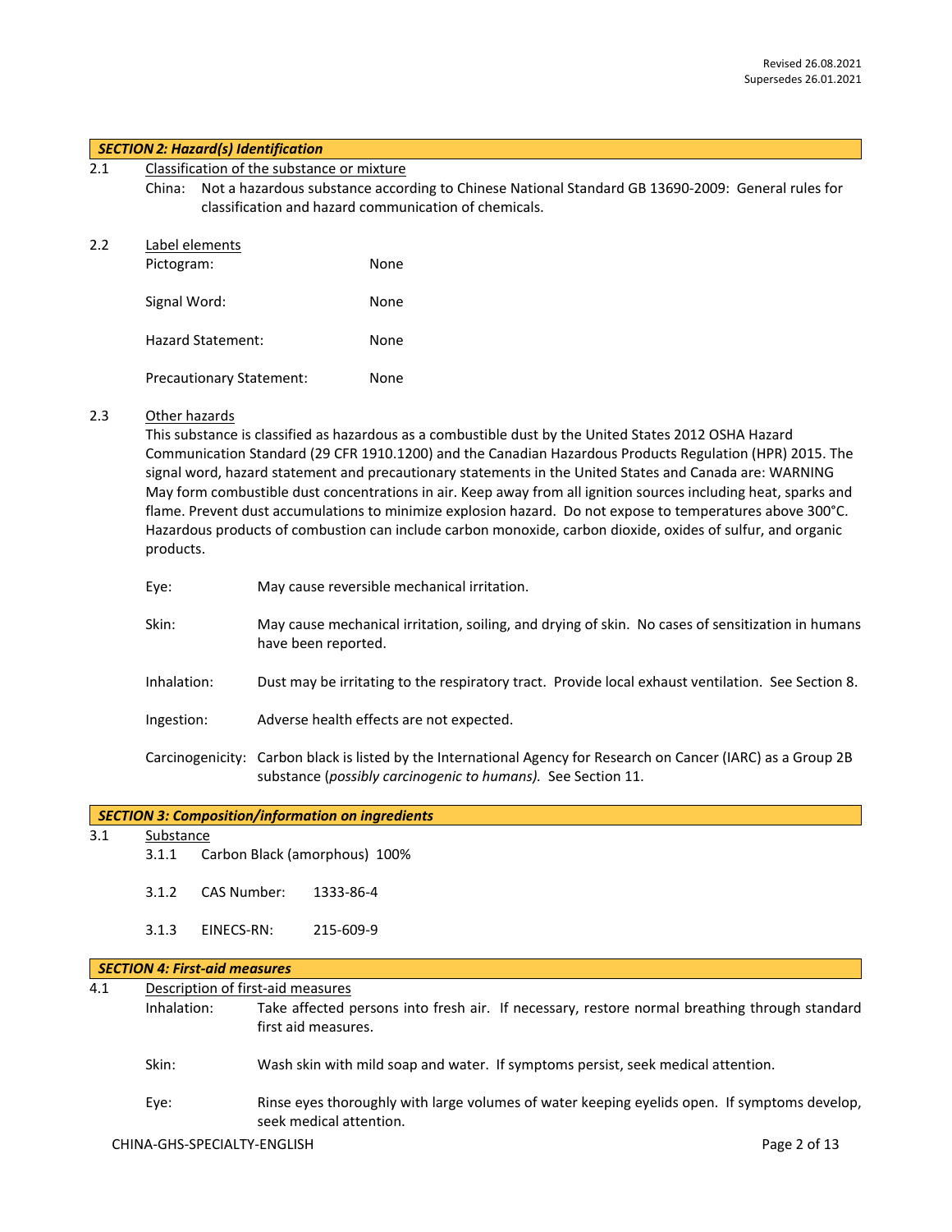Revised 26.08.2021
Supersedes 26.01.2021

## *SECTION 2: Hazard(s) Identification*

2.1 Classification of the substance or mixture

China: Not a hazardous substance according to Chinese National Standard GB 13690-2009: General rules for classification and hazard communication of chemicals.

2.2 Label elements

| | |
|---|---|
| Pictogram: | None |
| Signal Word: | None |
| Hazard Statement: | None |
| Precautionary Statement: | None |

2.3 Other hazards

This substance is classified as hazardous as a combustible dust by the United States 2012 OSHA Hazard Communication Standard (29 CFR 1910.1200) and the Canadian Hazardous Products Regulation (HPR) 2015. The signal word, hazard statement and precautionary statements in the United States and Canada are: WARNING May form combustible dust concentrations in air. Keep away from all ignition sources including heat, sparks and flame. Prevent dust accumulations to minimize explosion hazard. Do not expose to temperatures above 300°C. Hazardous products of combustion can include carbon monoxide, carbon dioxide, oxides of sulfur, and organic products.

Eye: May cause reversible mechanical irritation.

Skin: May cause mechanical irritation, soiling, and drying of skin. No cases of sensitization in humans have been reported.

Inhalation: Dust may be irritating to the respiratory tract. Provide local exhaust ventilation. See Section 8.

Ingestion: Adverse health effects are not expected.

Carcinogenicity: Carbon black is listed by the International Agency for Research on Cancer (IARC) as a Group 2B substance (*possibly carcinogenic to humans).* See Section 11.

## *SECTION 3: Composition/information on ingredients*

3.1 Substance

3.1.1 Carbon Black (amorphous) 100%

3.1.2 CAS Number: 1333-86-4

3.1.3 EINECS-RN: 215-609-9

## *SECTION 4: First-aid measures*

4.1 Description of first-aid measures

Inhalation: Take affected persons into fresh air. If necessary, restore normal breathing through standard first aid measures.

Skin: Wash skin with mild soap and water. If symptoms persist, seek medical attention.

Eye: Rinse eyes thoroughly with large volumes of water keeping eyelids open. If symptoms develop, seek medical attention.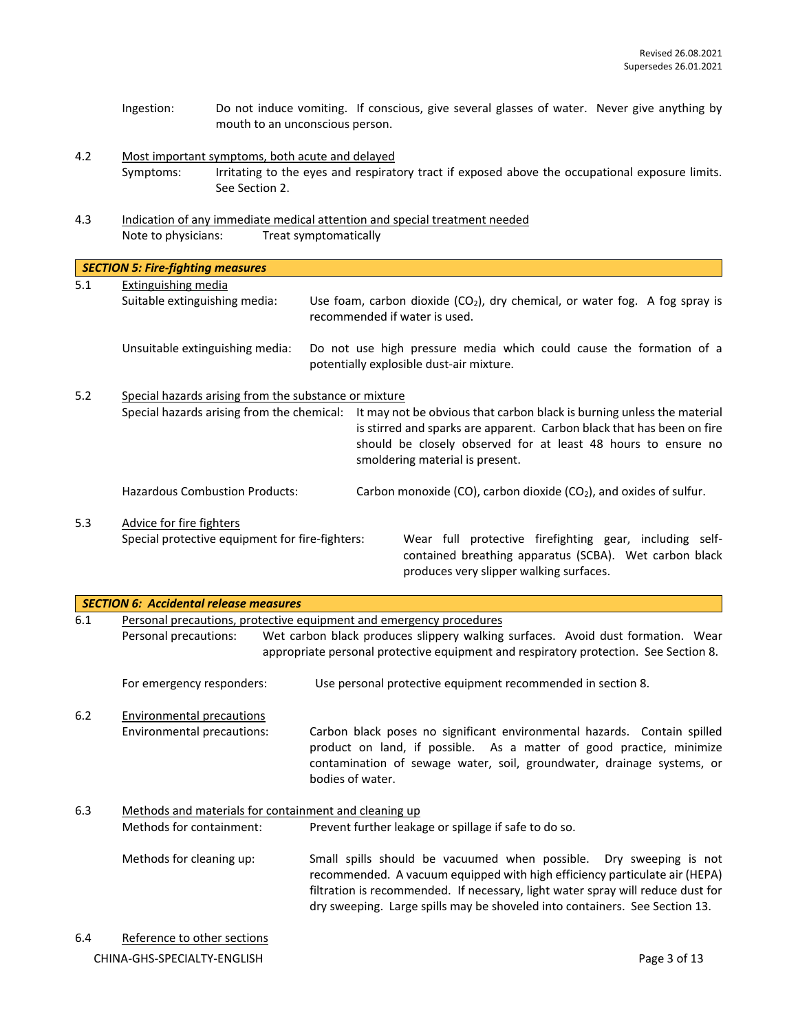Ingestion: Do not induce vomiting. If conscious, give several glasses of water. Never give anything by mouth to an unconscious person.

4.2 Most important symptoms, both acute and delayed

Symptoms: Irritating to the eyes and respiratory tract if exposed above the occupational exposure limits. See Section 2.

4.3 Indication of any immediate medical attention and special treatment needed

Note to physicians: Treat symptomatically

## *SECTION 5: Fire-fighting measures*

5.1 Extinguishing media

Suitable extinguishing media: Use foam, carbon dioxide ($CO_2$), dry chemical, or water fog. A fog spray is recommended if water is used.

Unsuitable extinguishing media: Do not use high pressure media which could cause the formation of a potentially explosible dust-air mixture.

5.2 Special hazards arising from the substance or mixture

Special hazards arising from the chemical: It may not be obvious that carbon black is burning unless the material is stirred and sparks are apparent. Carbon black that has been on fire should be closely observed for at least 48 hours to ensure no smoldering material is present.

Hazardous Combustion Products: Carbon monoxide (CO), carbon dioxide ($CO_2$), and oxides of sulfur.

5.3 Advice for fire fighters

Special protective equipment for fire-fighters: Wear full protective firefighting gear, including self-contained breathing apparatus (SCBA). Wet carbon black produces very slipper walking surfaces.

## *SECTION 6: Accidental release measures*

6.1 Personal precautions, protective equipment and emergency procedures

Personal precautions: Wet carbon black produces slippery walking surfaces. Avoid dust formation. Wear appropriate personal protective equipment and respiratory protection. See Section 8.

For emergency responders: Use personal protective equipment recommended in section 8.

6.2 Environmental precautions

Environmental precautions: Carbon black poses no significant environmental hazards. Contain spilled product on land, if possible. As a matter of good practice, minimize contamination of sewage water, soil, groundwater, drainage systems, or bodies of water.

6.3 Methods and materials for containment and cleaning up

Methods for containment: Prevent further leakage or spillage if safe to do so.

Methods for cleaning up: Small spills should be vacuumed when possible. Dry sweeping is not recommended. A vacuum equipped with high efficiency particulate air (HEPA) filtration is recommended. If necessary, light water spray will reduce dust for dry sweeping. Large spills may be shoveled into containers. See Section 13.

6.4 Reference to other sections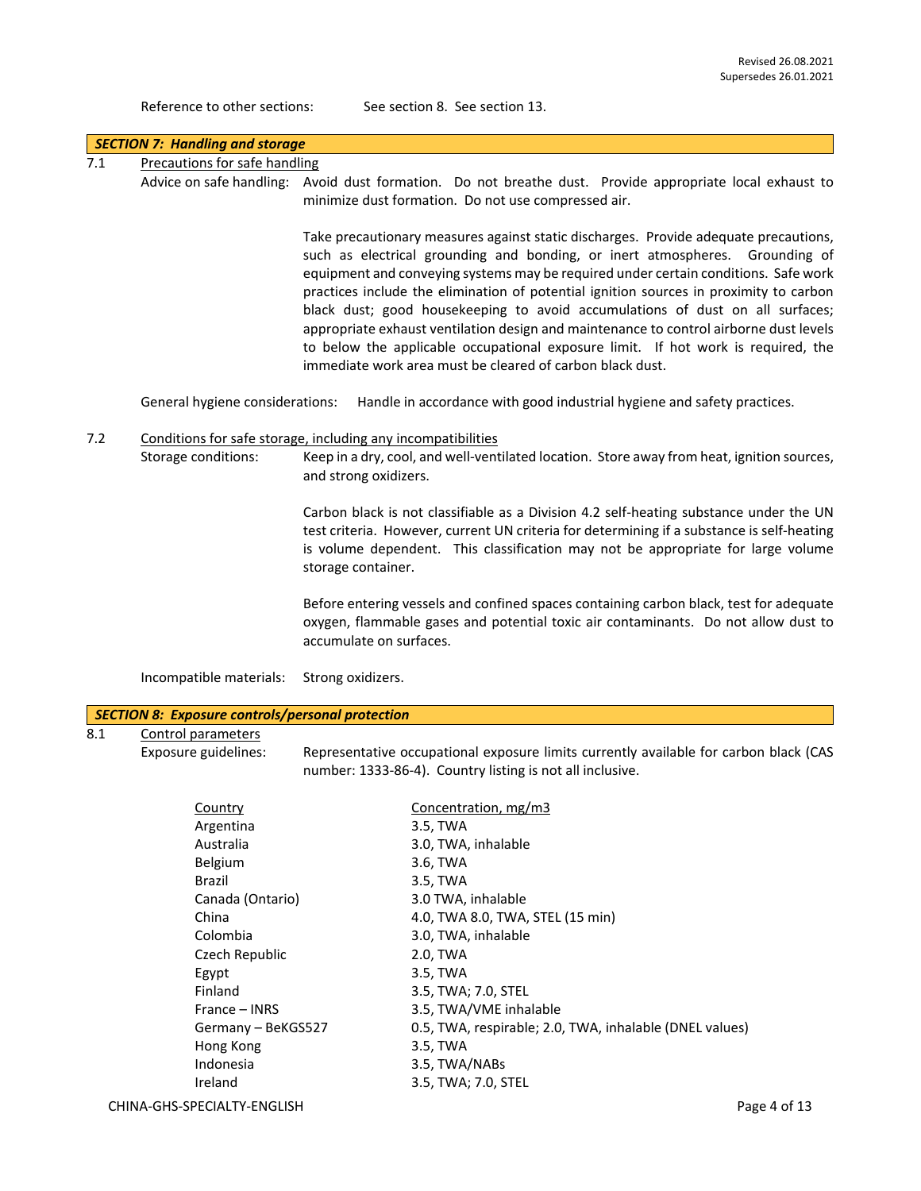Reference to other sections: See section 8. See section 13.

## *SECTION 7: Handling and storage*

7.1 Precautions for safe handling

Advice on safe handling: Avoid dust formation. Do not breathe dust. Provide appropriate local exhaust to minimize dust formation. Do not use compressed air.

Take precautionary measures against static discharges. Provide adequate precautions, such as electrical grounding and bonding, or inert atmospheres. Grounding of equipment and conveying systems may be required under certain conditions. Safe work practices include the elimination of potential ignition sources in proximity to carbon black dust; good housekeeping to avoid accumulations of dust on all surfaces; appropriate exhaust ventilation design and maintenance to control airborne dust levels to below the applicable occupational exposure limit. If hot work is required, the immediate work area must be cleared of carbon black dust.

General hygiene considerations: Handle in accordance with good industrial hygiene and safety practices.

7.2 Conditions for safe storage, including any incompatibilities

Storage conditions: Keep in a dry, cool, and well-ventilated location. Store away from heat, ignition sources, and strong oxidizers.

Carbon black is not classifiable as a Division 4.2 self-heating substance under the UN test criteria. However, current UN criteria for determining if a substance is self-heating is volume dependent. This classification may not be appropriate for large volume storage container.

Before entering vessels and confined spaces containing carbon black, test for adequate oxygen, flammable gases and potential toxic air contaminants. Do not allow dust to accumulate on surfaces.

Incompatible materials: Strong oxidizers.

## *SECTION 8: Exposure controls/personal protection*

8.1 Control parameters

Exposure guidelines: Representative occupational exposure limits currently available for carbon black (CAS number: 1333-86-4). Country listing is not all inclusive.

| Country | Concentration, mg/m3 |
|---|---|
| Argentina | 3.5, TWA |
| Australia | 3.0, TWA, inhalable |
| Belgium | 3.6, TWA |
| Brazil | 3.5, TWA |
| Canada (Ontario) | 3.0 TWA, inhalable |
| China | 4.0, TWA 8.0, TWA, STEL (15 min) |
| Colombia | 3.0, TWA, inhalable |
| Czech Republic | 2.0, TWA |
| Egypt | 3.5, TWA |
| Finland | 3.5, TWA; 7.0, STEL |
| France – INRS | 3.5, TWA/VME inhalable |
| Germany – BeKGS527 | 0.5, TWA, respirable; 2.0, TWA, inhalable (DNEL values) |
| Hong Kong | 3.5, TWA |
| Indonesia | 3.5, TWA/NABs |
| Ireland | 3.5, TWA; 7.0, STEL |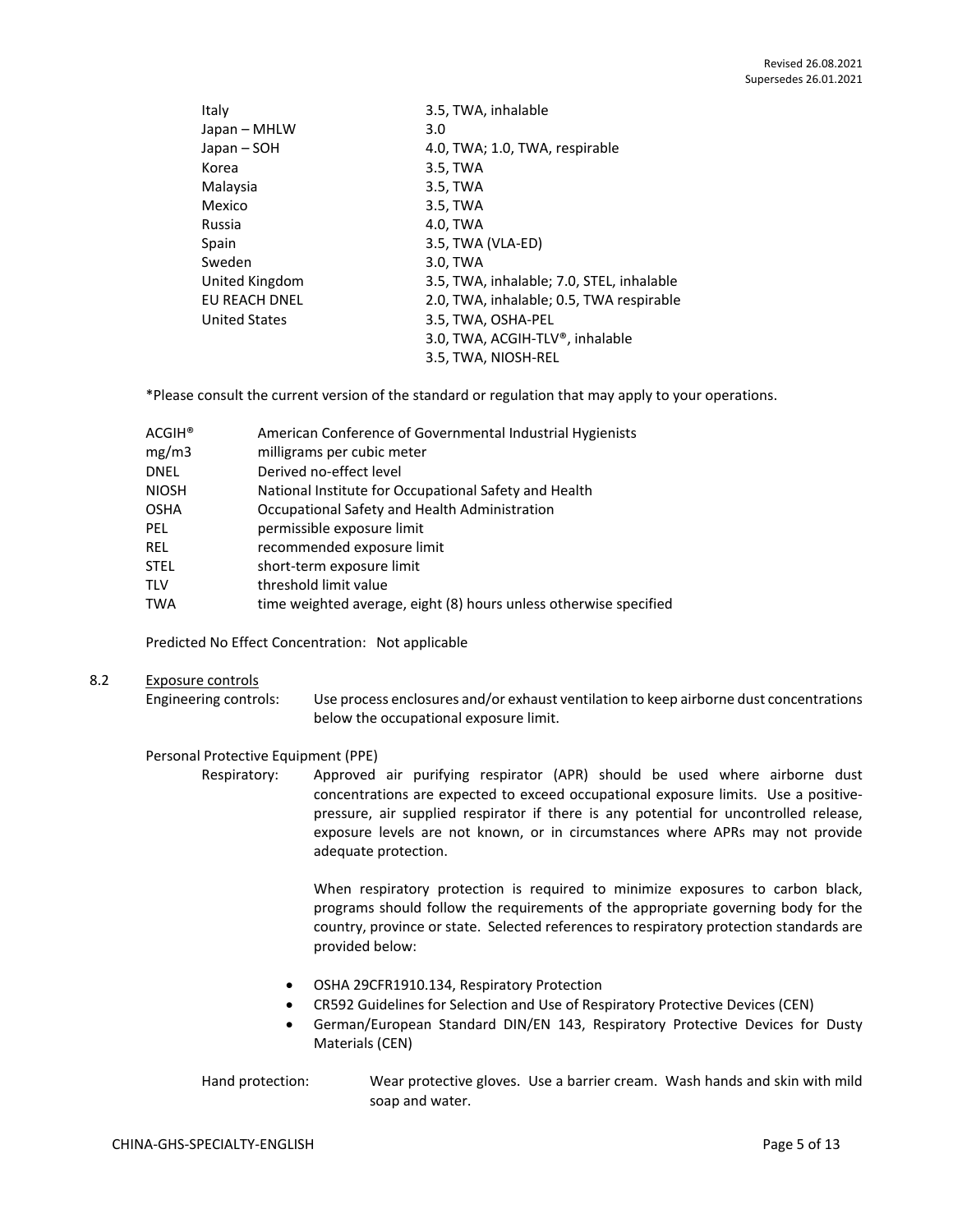| | |
|---|---|
| Italy | 3.5, TWA, inhalable |
| Japan – MHLW | 3.0 |
| Japan – SOH | 4.0, TWA; 1.0, TWA, respirable |
| Korea | 3.5, TWA |
| Malaysia | 3.5, TWA |
| Mexico | 3.5, TWA |
| Russia | 4.0, TWA |
| Spain | 3.5, TWA (VLA-ED) |
| Sweden | 3.0, TWA |
| United Kingdom | 3.5, TWA, inhalable; 7.0, STEL, inhalable |
| EU REACH DNEL | 2.0, TWA, inhalable; 0.5, TWA respirable |
| United States | 3.5, TWA, OSHA-PEL |
| | 3.0, TWA, ACGIH-TLV®, inhalable |
| | 3.5, TWA, NIOSH-REL |

*Please consult the current version of the standard or regulation that may apply to your operations.

| | |
|---|---|
| ACGIH® | American Conference of Governmental Industrial Hygienists |
| mg/m3 | milligrams per cubic meter |
| DNEL | Derived no-effect level |
| NIOSH | National Institute for Occupational Safety and Health |
| OSHA | Occupational Safety and Health Administration |
| PEL | permissible exposure limit |
| REL | recommended exposure limit |
| STEL | short-term exposure limit |
| TLV | threshold limit value |
| TWA | time weighted average, eight (8) hours unless otherwise specified |

Predicted No Effect Concentration: Not applicable

8.2 Exposure controls

Engineering controls: Use process enclosures and/or exhaust ventilation to keep airborne dust concentrations below the occupational exposure limit.

Personal Protective Equipment (PPE)

Respiratory: Approved air purifying respirator (APR) should be used where airborne dust concentrations are expected to exceed occupational exposure limits. Use a positive-pressure, air supplied respirator if there is any potential for uncontrolled release, exposure levels are not known, or in circumstances where APRs may not provide adequate protection.

When respiratory protection is required to minimize exposures to carbon black, programs should follow the requirements of the appropriate governing body for the country, province or state. Selected references to respiratory protection standards are provided below:

- OSHA 29CFR1910.134, Respiratory Protection
- CR592 Guidelines for Selection and Use of Respiratory Protective Devices (CEN)
- German/European Standard DIN/EN 143, Respiratory Protective Devices for Dusty Materials (CEN)

Hand protection: Wear protective gloves. Use a barrier cream. Wash hands and skin with mild soap and water.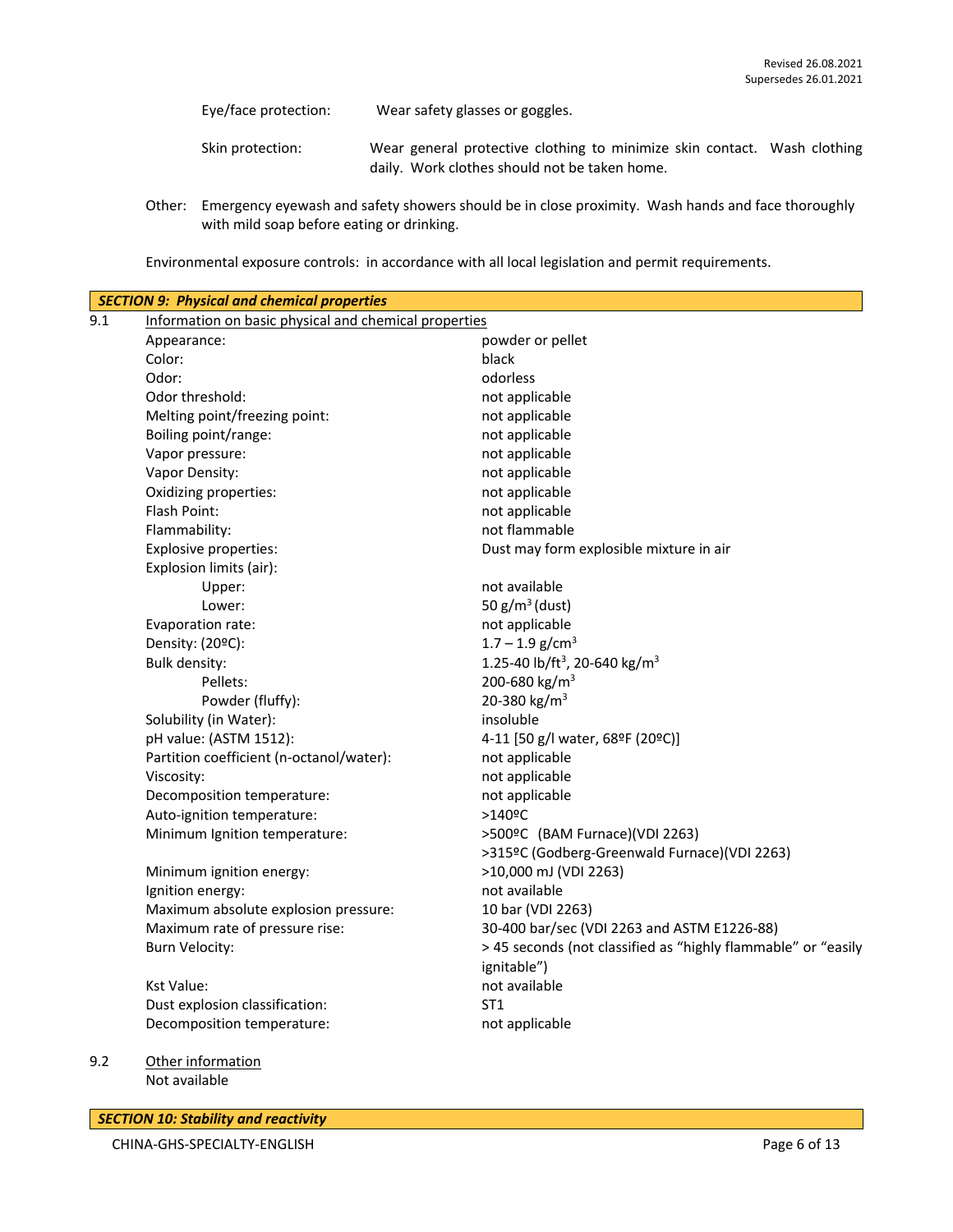Eye/face protection: Wear safety glasses or goggles.

Skin protection: Wear general protective clothing to minimize skin contact. Wash clothing daily. Work clothes should not be taken home.

Other: Emergency eyewash and safety showers should be in close proximity. Wash hands and face thoroughly with mild soap before eating or drinking.

Environmental exposure controls: in accordance with all local legislation and permit requirements.

## *SECTION 9: Physical and chemical properties*

9.1 Information on basic physical and chemical properties

| Property | Value |
|---|---|
| Appearance: | powder or pellet |
| Color: | black |
| Odor: | odorless |
| Odor threshold: | not applicable |
| Melting point/freezing point: | not applicable |
| Boiling point/range: | not applicable |
| Vapor pressure: | not applicable |
| Vapor Density: | not applicable |
| Oxidizing properties: | not applicable |
| Flash Point: | not applicable |
| Flammability: | not flammable |
| Explosive properties: | Dust may form explosible mixture in air |
| Explosion limits (air): | |
| Upper: | not available |
| Lower: | 50 g/m$^3$ (dust) |
| Evaporation rate: | not applicable |
| Density: (20ºC): | 1.7 – 1.9 g/cm$^3$ |
| Bulk density: | 1.25-40 lb/ft$^3$, 20-640 kg/m$^3$ |
| Pellets: | 200-680 kg/m$^3$ |
| Powder (fluffy): | 20-380 kg/m$^3$ |
| Solubility (in Water): | insoluble |
| pH value: (ASTM 1512): | 4-11 [50 g/l water, 68ºF (20ºC)] |
| Partition coefficient (n-octanol/water): | not applicable |
| Viscosity: | not applicable |
| Decomposition temperature: | not applicable |
| Auto-ignition temperature: | >140ºC |
| Minimum Ignition temperature: | >500ºC (BAM Furnace)(VDI 2263)<br>>315ºC (Godberg-Greenwald Furnace)(VDI 2263) |
| Minimum ignition energy: | >10,000 mJ (VDI 2263) |
| Ignition energy: | not available |
| Maximum absolute explosion pressure: | 10 bar (VDI 2263) |
| Maximum rate of pressure rise: | 30-400 bar/sec (VDI 2263 and ASTM E1226-88) |
| Burn Velocity: | > 45 seconds (not classified as "highly flammable" or "easily ignitable") |
| Kst Value: | not available |
| Dust explosion classification: | ST1 |
| Decomposition temperature: | not applicable |

9.2 Other information

Not available

## *SECTION 10: Stability and reactivity*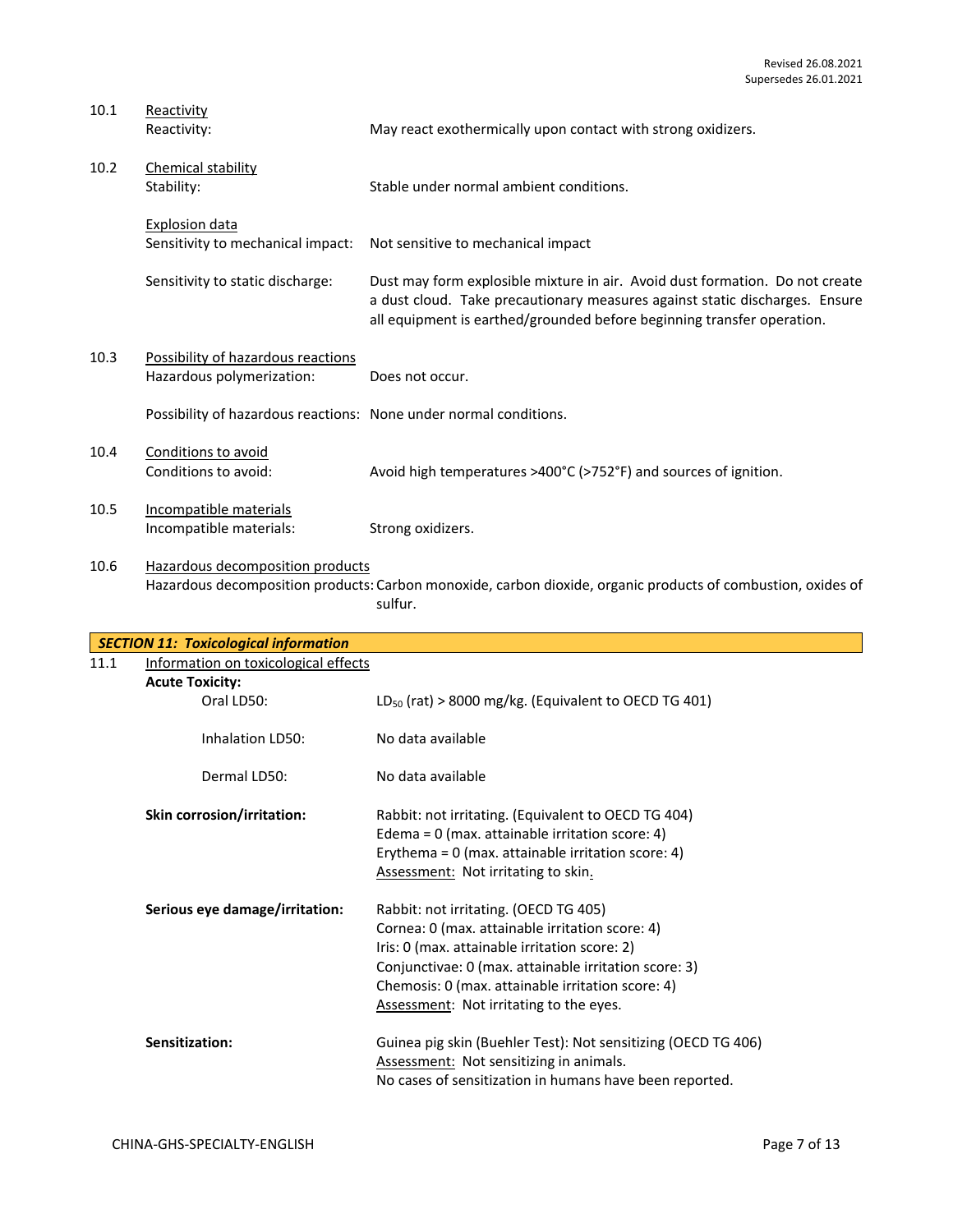10.1 Reactivity

Reactivity: May react exothermically upon contact with strong oxidizers.

10.2 Chemical stability

Stability: Stable under normal ambient conditions.

Explosion data

Sensitivity to mechanical impact: Not sensitive to mechanical impact

Sensitivity to static discharge: Dust may form explosible mixture in air. Avoid dust formation. Do not create a dust cloud. Take precautionary measures against static discharges. Ensure all equipment is earthed/grounded before beginning transfer operation.

10.3 Possibility of hazardous reactions

Hazardous polymerization: Does not occur.

Possibility of hazardous reactions: None under normal conditions.

10.4 Conditions to avoid

Conditions to avoid: Avoid high temperatures >400°C (>752°F) and sources of ignition.

10.5 Incompatible materials

Incompatible materials: Strong oxidizers.

10.6 Hazardous decomposition products

Hazardous decomposition products: Carbon monoxide, carbon dioxide, organic products of combustion, oxides of sulfur.

## *SECTION 11: Toxicological information*

11.1 Information on toxicological effects

**Acute Toxicity:**

Oral LD50: $LD_{50}$ (rat) > 8000 mg/kg. (Equivalent to OECD TG 401)

Inhalation LD50: No data available

Dermal LD50: No data available

**Skin corrosion/irritation:** Rabbit: not irritating. (Equivalent to OECD TG 404)
Edema = 0 (max. attainable irritation score: 4)
Erythema = 0 (max. attainable irritation score: 4)
Assessment: Not irritating to skin.

**Serious eye damage/irritation:** Rabbit: not irritating. (OECD TG 405)
Cornea: 0 (max. attainable irritation score: 4)
Iris: 0 (max. attainable irritation score: 2)
Conjunctivae: 0 (max. attainable irritation score: 3)
Chemosis: 0 (max. attainable irritation score: 4)
Assessment: Not irritating to the eyes.

**Sensitization:** Guinea pig skin (Buehler Test): Not sensitizing (OECD TG 406)
Assessment: Not sensitizing in animals.
No cases of sensitization in humans have been reported.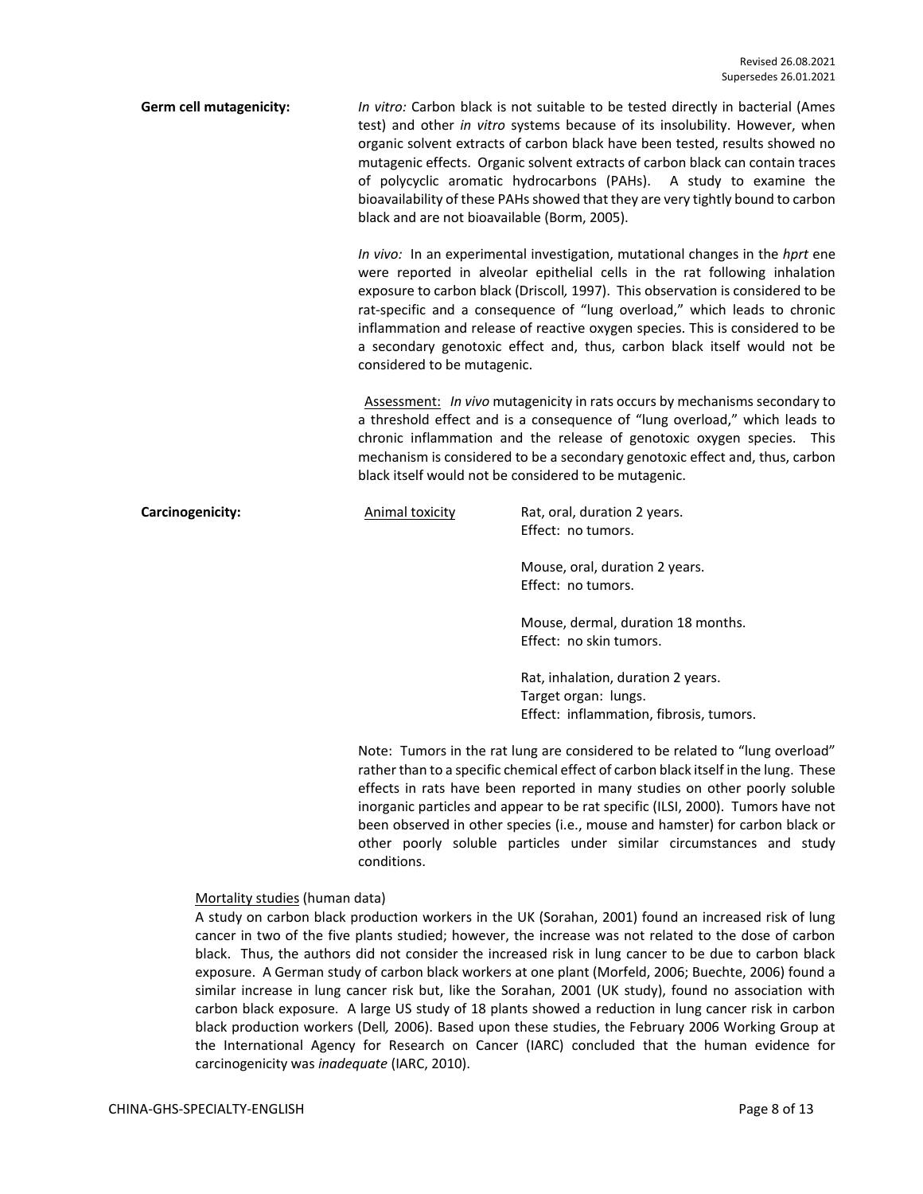Revised 26.08.2021
Supersedes 26.01.2021

**Germ cell mutagenicity:**

*In vitro:* Carbon black is not suitable to be tested directly in bacterial (Ames test) and other *in vitro* systems because of its insolubility. However, when organic solvent extracts of carbon black have been tested, results showed no mutagenic effects. Organic solvent extracts of carbon black can contain traces of polycyclic aromatic hydrocarbons (PAHs). A study to examine the bioavailability of these PAHs showed that they are very tightly bound to carbon black and are not bioavailable (Borm, 2005).

*In vivo:* In an experimental investigation, mutational changes in the *hprt* ene were reported in alveolar epithelial cells in the rat following inhalation exposure to carbon black (Driscoll, 1997). This observation is considered to be rat-specific and a consequence of "lung overload," which leads to chronic inflammation and release of reactive oxygen species. This is considered to be a secondary genotoxic effect and, thus, carbon black itself would not be considered to be mutagenic.

Assessment: *In vivo* mutagenicity in rats occurs by mechanisms secondary to a threshold effect and is a consequence of "lung overload," which leads to chronic inflammation and the release of genotoxic oxygen species. This mechanism is considered to be a secondary genotoxic effect and, thus, carbon black itself would not be considered to be mutagenic.

**Carcinogenicity:**

Animal toxicity

Rat, oral, duration 2 years.
Effect: no tumors.

Mouse, oral, duration 2 years.
Effect: no tumors.

Mouse, dermal, duration 18 months.
Effect: no skin tumors.

Rat, inhalation, duration 2 years.
Target organ: lungs.
Effect: inflammation, fibrosis, tumors.

Note: Tumors in the rat lung are considered to be related to "lung overload" rather than to a specific chemical effect of carbon black itself in the lung. These effects in rats have been reported in many studies on other poorly soluble inorganic particles and appear to be rat specific (ILSI, 2000). Tumors have not been observed in other species (i.e., mouse and hamster) for carbon black or other poorly soluble particles under similar circumstances and study conditions.

Mortality studies (human data)

A study on carbon black production workers in the UK (Sorahan, 2001) found an increased risk of lung cancer in two of the five plants studied; however, the increase was not related to the dose of carbon black. Thus, the authors did not consider the increased risk in lung cancer to be due to carbon black exposure. A German study of carbon black workers at one plant (Morfeld, 2006; Buechte, 2006) found a similar increase in lung cancer risk but, like the Sorahan, 2001 (UK study), found no association with carbon black exposure. A large US study of 18 plants showed a reduction in lung cancer risk in carbon black production workers (Dell, 2006). Based upon these studies, the February 2006 Working Group at the International Agency for Research on Cancer (IARC) concluded that the human evidence for carcinogenicity was *inadequate* (IARC, 2010).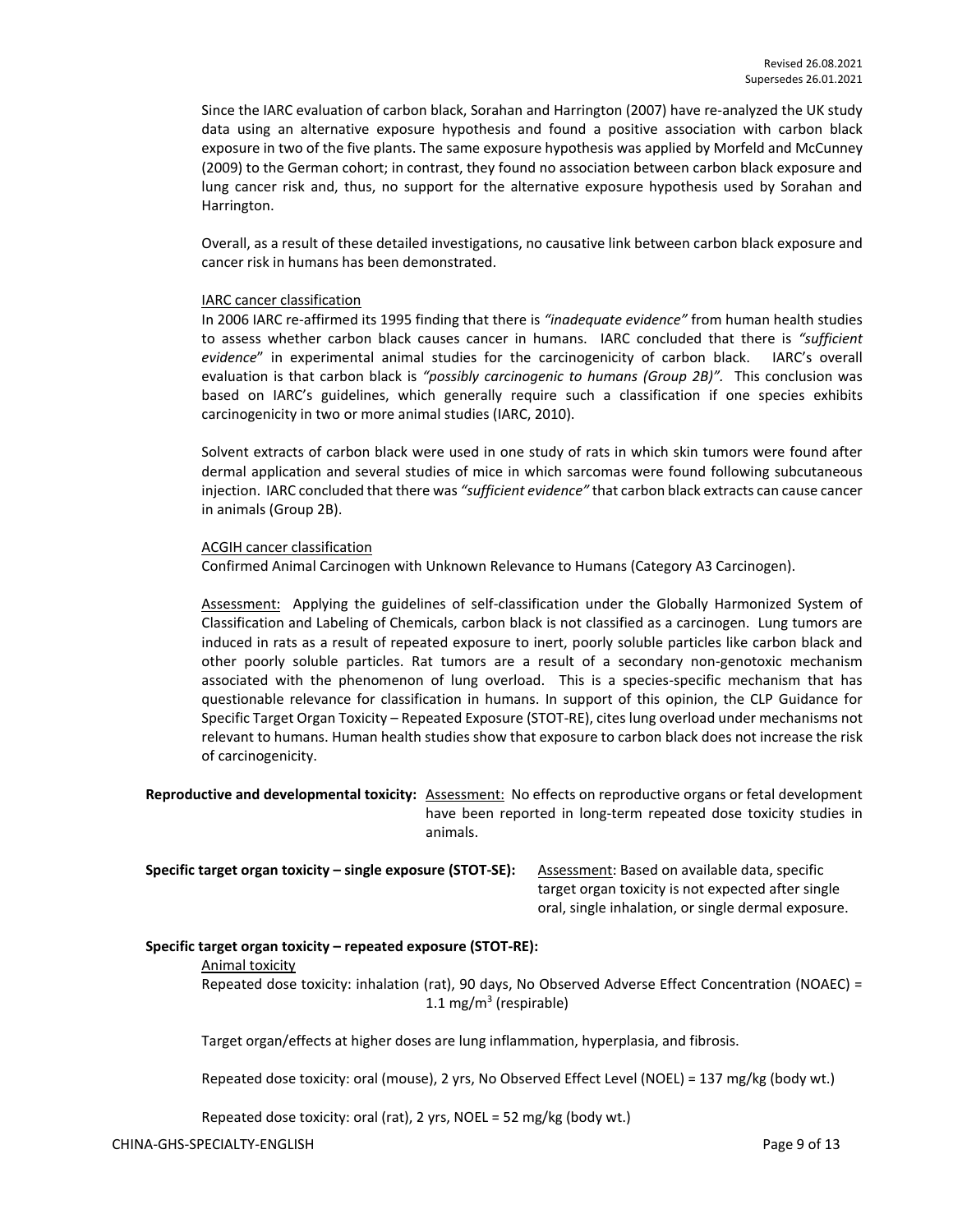Since the IARC evaluation of carbon black, Sorahan and Harrington (2007) have re-analyzed the UK study data using an alternative exposure hypothesis and found a positive association with carbon black exposure in two of the five plants. The same exposure hypothesis was applied by Morfeld and McCunney (2009) to the German cohort; in contrast, they found no association between carbon black exposure and lung cancer risk and, thus, no support for the alternative exposure hypothesis used by Sorahan and Harrington.

Overall, as a result of these detailed investigations, no causative link between carbon black exposure and cancer risk in humans has been demonstrated.

IARC cancer classification

In 2006 IARC re-affirmed its 1995 finding that there is *"inadequate evidence"* from human health studies to assess whether carbon black causes cancer in humans. IARC concluded that there is *"sufficient evidence"* in experimental animal studies for the carcinogenicity of carbon black. IARC's overall evaluation is that carbon black is *"possibly carcinogenic to humans (Group 2B)".* This conclusion was based on IARC's guidelines, which generally require such a classification if one species exhibits carcinogenicity in two or more animal studies (IARC, 2010).

Solvent extracts of carbon black were used in one study of rats in which skin tumors were found after dermal application and several studies of mice in which sarcomas were found following subcutaneous injection. IARC concluded that there was *"sufficient evidence"* that carbon black extracts can cause cancer in animals (Group 2B).

ACGIH cancer classification

Confirmed Animal Carcinogen with Unknown Relevance to Humans (Category A3 Carcinogen).

Assessment: Applying the guidelines of self-classification under the Globally Harmonized System of Classification and Labeling of Chemicals, carbon black is not classified as a carcinogen. Lung tumors are induced in rats as a result of repeated exposure to inert, poorly soluble particles like carbon black and other poorly soluble particles. Rat tumors are a result of a secondary non-genotoxic mechanism associated with the phenomenon of lung overload. This is a species-specific mechanism that has questionable relevance for classification in humans. In support of this opinion, the CLP Guidance for Specific Target Organ Toxicity – Repeated Exposure (STOT-RE), cites lung overload under mechanisms not relevant to humans. Human health studies show that exposure to carbon black does not increase the risk of carcinogenicity.

**Reproductive and developmental toxicity:** Assessment: No effects on reproductive organs or fetal development have been reported in long-term repeated dose toxicity studies in animals.

**Specific target organ toxicity – single exposure (STOT-SE):** Assessment: Based on available data, specific target organ toxicity is not expected after single oral, single inhalation, or single dermal exposure.

**Specific target organ toxicity – repeated exposure (STOT-RE):**

Animal toxicity

Repeated dose toxicity: inhalation (rat), 90 days, No Observed Adverse Effect Concentration (NOAEC) = 1.1 mg/m$^3$ (respirable)

Target organ/effects at higher doses are lung inflammation, hyperplasia, and fibrosis.

Repeated dose toxicity: oral (mouse), 2 yrs, No Observed Effect Level (NOEL) = 137 mg/kg (body wt.)

Repeated dose toxicity: oral (rat), 2 yrs, NOEL = 52 mg/kg (body wt.)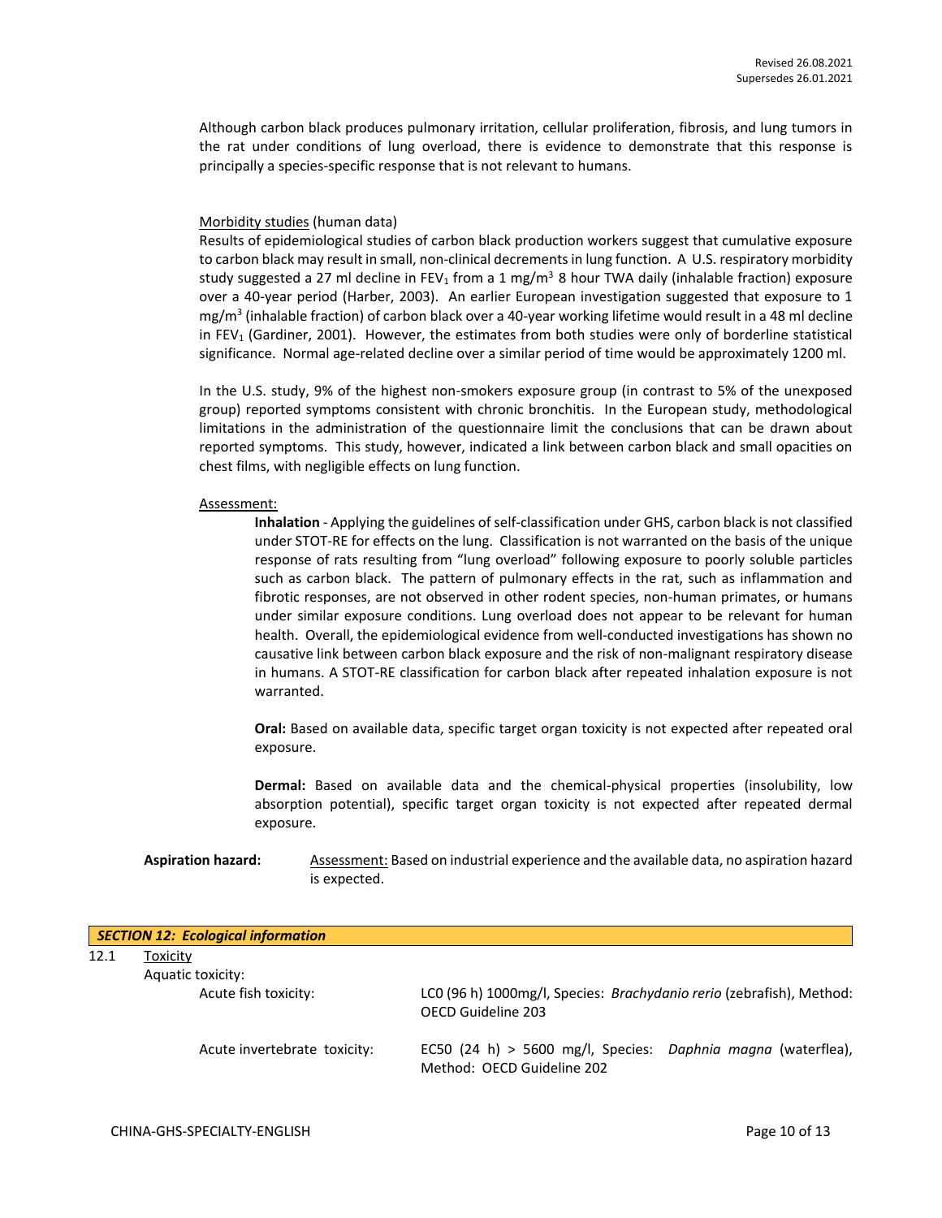Although carbon black produces pulmonary irritation, cellular proliferation, fibrosis, and lung tumors in the rat under conditions of lung overload, there is evidence to demonstrate that this response is principally a species-specific response that is not relevant to humans.

Morbidity studies (human data)

Results of epidemiological studies of carbon black production workers suggest that cumulative exposure to carbon black may result in small, non-clinical decrements in lung function. A U.S. respiratory morbidity study suggested a 27 ml decline in $FEV_1$ from a 1 mg/m$^3$ 8 hour TWA daily (inhalable fraction) exposure over a 40-year period (Harber, 2003). An earlier European investigation suggested that exposure to 1 mg/m$^3$ (inhalable fraction) of carbon black over a 40-year working lifetime would result in a 48 ml decline in $FEV_1$ (Gardiner, 2001). However, the estimates from both studies were only of borderline statistical significance. Normal age-related decline over a similar period of time would be approximately 1200 ml.

In the U.S. study, 9% of the highest non-smokers exposure group (in contrast to 5% of the unexposed group) reported symptoms consistent with chronic bronchitis. In the European study, methodological limitations in the administration of the questionnaire limit the conclusions that can be drawn about reported symptoms. This study, however, indicated a link between carbon black and small opacities on chest films, with negligible effects on lung function.

Assessment:

**Inhalation** - Applying the guidelines of self-classification under GHS, carbon black is not classified under STOT-RE for effects on the lung. Classification is not warranted on the basis of the unique response of rats resulting from "lung overload" following exposure to poorly soluble particles such as carbon black. The pattern of pulmonary effects in the rat, such as inflammation and fibrotic responses, are not observed in other rodent species, non-human primates, or humans under similar exposure conditions. Lung overload does not appear to be relevant for human health. Overall, the epidemiological evidence from well-conducted investigations has shown no causative link between carbon black exposure and the risk of non-malignant respiratory disease in humans. A STOT-RE classification for carbon black after repeated inhalation exposure is not warranted.

**Oral:** Based on available data, specific target organ toxicity is not expected after repeated oral exposure.

**Dermal:** Based on available data and the chemical-physical properties (insolubility, low absorption potential), specific target organ toxicity is not expected after repeated dermal exposure.

**Aspiration hazard:** Assessment: Based on industrial experience and the available data, no aspiration hazard is expected.

## SECTION 12: Ecological information

12.1 Toxicity

Aquatic toxicity:

| | |
|---|---|
| Acute fish toxicity: | LC0 (96 h) 1000mg/l, Species: *Brachydanio rerio* (zebrafish), Method: OECD Guideline 203 |
| Acute invertebrate toxicity: | EC50 (24 h) > 5600 mg/l, Species: *Daphnia magna* (waterflea), Method: OECD Guideline 202 |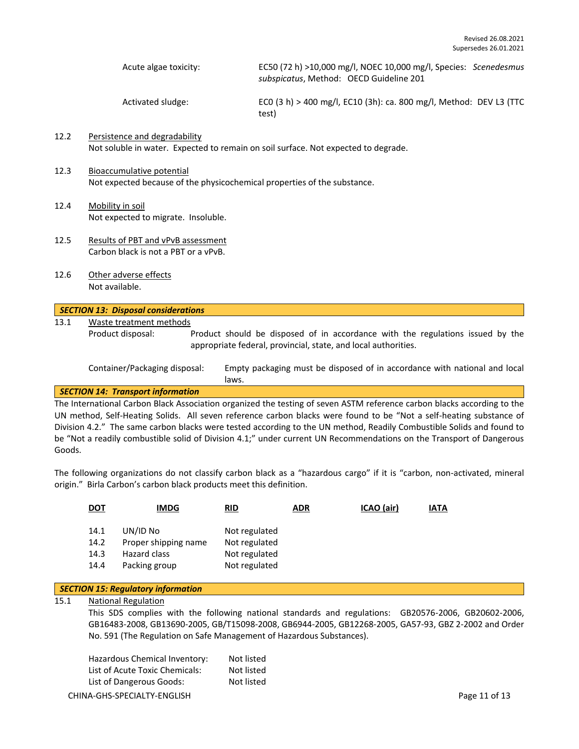| | |
|---|---|
| Acute algae toxicity: | EC50 (72 h) >10,000 mg/l, NOEC 10,000 mg/l, Species: *Scenedesmus subspicatus*, Method: OECD Guideline 201 |
| Activated sludge: | EC0 (3 h) > 400 mg/l, EC10 (3h): ca. 800 mg/l, Method: DEV L3 (TTC test) |

12.2 Persistence and degradability
Not soluble in water. Expected to remain on soil surface. Not expected to degrade.

12.3 Bioaccumulative potential
Not expected because of the physicochemical properties of the substance.

12.4 Mobility in soil
Not expected to migrate. Insoluble.

12.5 Results of PBT and vPvB assessment
Carbon black is not a PBT or a vPvB.

12.6 Other adverse effects
Not available.

## *SECTION 13: Disposal considerations*

13.1 Waste treatment methods

Product disposal: Product should be disposed of in accordance with the regulations issued by the appropriate federal, provincial, state, and local authorities.

Container/Packaging disposal: Empty packaging must be disposed of in accordance with national and local laws.

## *SECTION 14: Transport information*

The International Carbon Black Association organized the testing of seven ASTM reference carbon blacks according to the UN method, Self-Heating Solids. All seven reference carbon blacks were found to be "Not a self-heating substance of Division 4.2." The same carbon blacks were tested according to the UN method, Readily Combustible Solids and found to be "Not a readily combustible solid of Division 4.1;" under current UN Recommendations on the Transport of Dangerous Goods.

The following organizations do not classify carbon black as a "hazardous cargo" if it is "carbon, non-activated, mineral origin." Birla Carbon's carbon black products meet this definition.

**DOT** **IMDG** **RID** **ADR** **ICAO (air)** **IATA**

| | | |
|---|---|---|
| 14.1 | UN/ID No | Not regulated |
| 14.2 | Proper shipping name | Not regulated |
| 14.3 | Hazard class | Not regulated |
| 14.4 | Packing group | Not regulated |

## *SECTION 15: Regulatory information*

15.1 National Regulation

This SDS complies with the following national standards and regulations: GB20576-2006, GB20602-2006, GB16483-2008, GB13690-2005, GB/T15098-2008, GB6944-2005, GB12268-2005, GA57-93, GBZ 2-2002 and Order No. 591 (The Regulation on Safe Management of Hazardous Substances).

| | |
|---|---|
| Hazardous Chemical Inventory: | Not listed |
| List of Acute Toxic Chemicals: | Not listed |
| List of Dangerous Goods: | Not listed |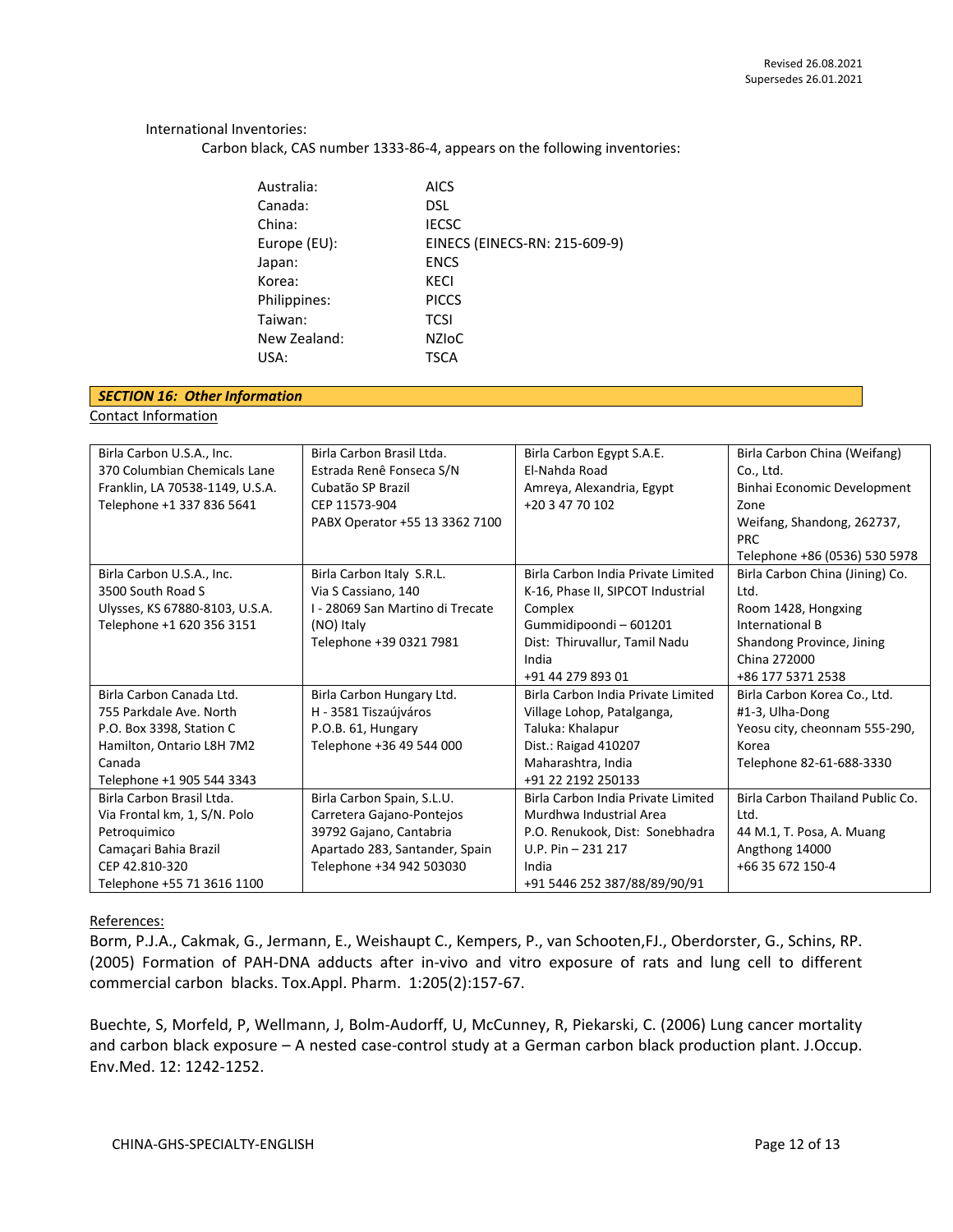International Inventories:

Carbon black, CAS number 1333-86-4, appears on the following inventories:

| | |
|---|---|
| Australia: | AICS |
| Canada: | DSL |
| China: | IECSC |
| Europe (EU): | EINECS (EINECS-RN: 215-609-9) |
| Japan: | ENCS |
| Korea: | KECI |
| Philippines: | PICCS |
| Taiwan: | TCSI |
| New Zealand: | NZIoC |
| USA: | TSCA |

## *SECTION 16: Other Information*

Contact Information

| | | | |
|---|---|---|---|
| Birla Carbon U.S.A., Inc.<br>370 Columbian Chemicals Lane<br>Franklin, LA 70538-1149, U.S.A.<br>Telephone +1 337 836 5641 | Birla Carbon Brasil Ltda.<br>Estrada Renê Fonseca S/N<br>Cubatão SP Brazil<br>CEP 11573-904<br>PABX Operator +55 13 3362 7100 | Birla Carbon Egypt S.A.E.<br>El-Nahda Road<br>Amreya, Alexandria, Egypt<br>+20 3 47 70 102 | Birla Carbon China (Weifang) Co., Ltd.<br>Binhai Economic Development Zone<br>Weifang, Shandong, 262737, PRC<br>Telephone +86 (0536) 530 5978 |
| Birla Carbon U.S.A., Inc.<br>3500 South Road S<br>Ulysses, KS 67880-8103, U.S.A.<br>Telephone +1 620 356 3151 | Birla Carbon Italy S.R.L.<br>Via S Cassiano, 140<br>I - 28069 San Martino di Trecate (NO) Italy<br>Telephone +39 0321 7981 | Birla Carbon India Private Limited<br>K-16, Phase II, SIPCOT Industrial Complex<br>Gummidipoondi – 601201<br>Dist: Thiruvallur, Tamil Nadu<br>India<br>+91 44 279 893 01 | Birla Carbon China (Jining) Co. Ltd.<br>Room 1428, Hongxing International B<br>Shandong Province, Jining<br>China 272000<br>+86 177 5371 2538 |
| Birla Carbon Canada Ltd.<br>755 Parkdale Ave. North<br>P.O. Box 3398, Station C<br>Hamilton, Ontario L8H 7M2<br>Canada<br>Telephone +1 905 544 3343 | Birla Carbon Hungary Ltd.<br>H - 3581 Tiszaújváros<br>P.O.B. 61, Hungary<br>Telephone +36 49 544 000 | Birla Carbon India Private Limited<br>Village Lohop, Patalganga,<br>Taluka: Khalapur<br>Dist.: Raigad 410207<br>Maharashtra, India<br>+91 22 2192 250133 | Birla Carbon Korea Co., Ltd.<br>#1-3, Ulha-Dong<br>Yeosu city, cheonnam 555-290, Korea<br>Telephone 82-61-688-3330 |
| Birla Carbon Brasil Ltda.<br>Via Frontal km, 1, S/N. Polo Petroquimico<br>Camaçari Bahia Brazil<br>CEP 42.810-320<br>Telephone +55 71 3616 1100 | Birla Carbon Spain, S.L.U.<br>Carretera Gajano-Pontejos<br>39792 Gajano, Cantabria<br>Apartado 283, Santander, Spain<br>Telephone +34 942 503030 | Birla Carbon India Private Limited<br>Murdhwa Industrial Area<br>P.O. Renukook, Dist: Sonebhadra<br>U.P. Pin – 231 217<br>India<br>+91 5446 252 387/88/89/90/91 | Birla Carbon Thailand Public Co. Ltd.<br>44 M.1, T. Posa, A. Muang<br>Angthong 14000<br>+66 35 672 150-4 |

References:

Borm, P.J.A., Cakmak, G., Jermann, E., Weishaupt C., Kempers, P., van Schooten,FJ., Oberdorster, G., Schins, RP. (2005) Formation of PAH-DNA adducts after in-vivo and vitro exposure of rats and lung cell to different commercial carbon blacks. Tox.Appl. Pharm. 1:205(2):157-67.

Buechte, S, Morfeld, P, Wellmann, J, Bolm-Audorff, U, McCunney, R, Piekarski, C. (2006) Lung cancer mortality and carbon black exposure – A nested case-control study at a German carbon black production plant. J.Occup. Env.Med. 12: 1242-1252.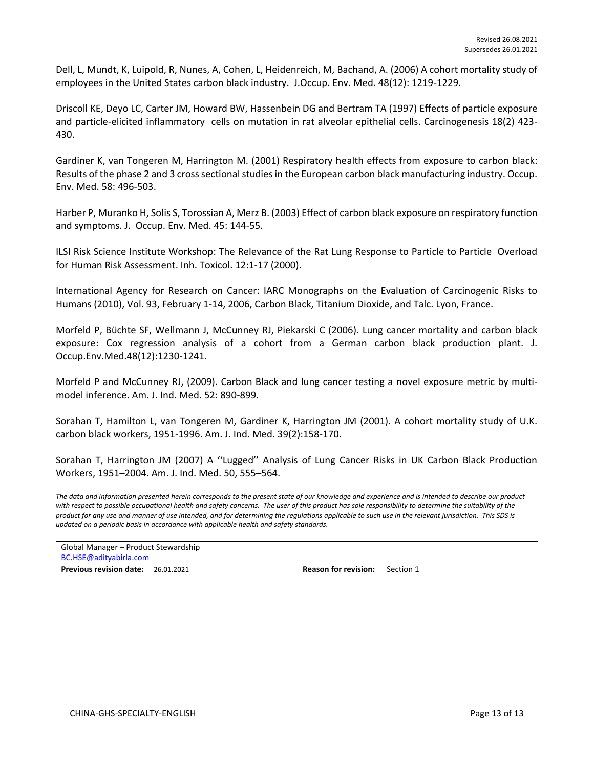Dell, L, Mundt, K, Luipold, R, Nunes, A, Cohen, L, Heidenreich, M, Bachand, A. (2006) A cohort mortality study of employees in the United States carbon black industry. J.Occup. Env. Med. 48(12): 1219-1229.

Driscoll KE, Deyo LC, Carter JM, Howard BW, Hassenbein DG and Bertram TA (1997) Effects of particle exposure and particle-elicited inflammatory cells on mutation in rat alveolar epithelial cells. Carcinogenesis 18(2) 423-430.

Gardiner K, van Tongeren M, Harrington M. (2001) Respiratory health effects from exposure to carbon black: Results of the phase 2 and 3 cross sectional studies in the European carbon black manufacturing industry. Occup. Env. Med. 58: 496-503.

Harber P, Muranko H, Solis S, Torossian A, Merz B. (2003) Effect of carbon black exposure on respiratory function and symptoms. J. Occup. Env. Med. 45: 144-55.

ILSI Risk Science Institute Workshop: The Relevance of the Rat Lung Response to Particle to Particle Overload for Human Risk Assessment. Inh. Toxicol. 12:1-17 (2000).

International Agency for Research on Cancer: IARC Monographs on the Evaluation of Carcinogenic Risks to Humans (2010), Vol. 93, February 1-14, 2006, Carbon Black, Titanium Dioxide, and Talc. Lyon, France.

Morfeld P, Büchte SF, Wellmann J, McCunney RJ, Piekarski C (2006). Lung cancer mortality and carbon black exposure: Cox regression analysis of a cohort from a German carbon black production plant. J. Occup.Env.Med.48(12):1230-1241.

Morfeld P and McCunney RJ, (2009). Carbon Black and lung cancer testing a novel exposure metric by multi-model inference. Am. J. Ind. Med. 52: 890-899.

Sorahan T, Hamilton L, van Tongeren M, Gardiner K, Harrington JM (2001). A cohort mortality study of U.K. carbon black workers, 1951-1996. Am. J. Ind. Med. 39(2):158-170.

Sorahan T, Harrington JM (2007) A ''Lugged'' Analysis of Lung Cancer Risks in UK Carbon Black Production Workers, 1951–2004. Am. J. Ind. Med. 50, 555–564.

*The data and information presented herein corresponds to the present state of our knowledge and experience and is intended to describe our product with respect to possible occupational health and safety concerns. The user of this product has sole responsibility to determine the suitability of the product for any use and manner of use intended, and for determining the regulations applicable to such use in the relevant jurisdiction. This SDS is updated on a periodic basis in accordance with applicable health and safety standards.*

---

Global Manager – Product Stewardship
BC.HSE@adityabirla.com

**Previous revision date:** 26.01.2021 **Reason for revision:** Section 1